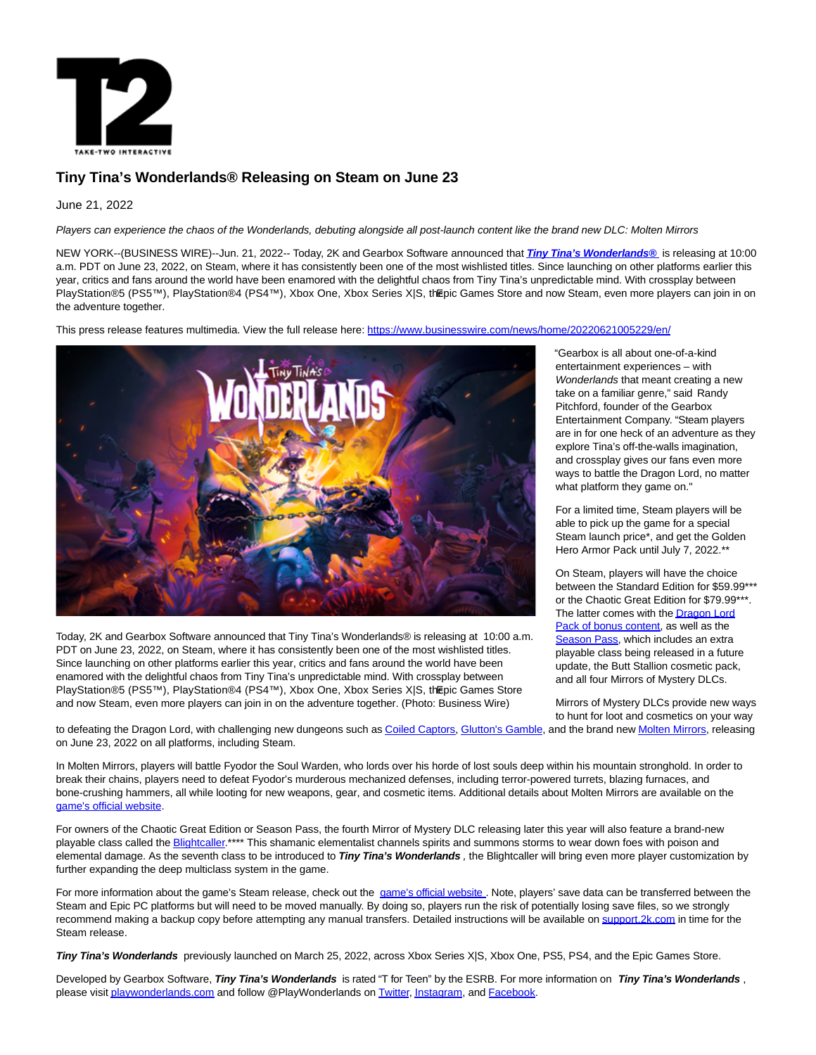# Tiny Tina's Wonderlands® Releasing on Steam on June 23

June 21, 2022

*Players can experience the chaos of the Wonderlands, debuting alongside all post-launch content like the brand new DLC: Molten Mirrors*

NEW YORK--(BUSINESS WIRE)--Jun. 21, 2022-- Today, 2K and Gearbox Software announced that ***Tiny Tina's Wonderlands®*** is releasing at 10:00 a.m. PDT on June 23, 2022, on Steam, where it has consistently been one of the most wishlisted titles. Since launching on other platforms earlier this year, critics and fans around the world have been enamored with the delightful chaos from Tiny Tina's unpredictable mind. With crossplay between PlayStation®5 (PS5™), PlayStation®4 (PS4™), Xbox One, Xbox Series X|S, the Epic Games Store and now Steam, even more players can join in on the adventure together.

This press release features multimedia. View the full release here: https://www.businesswire.com/news/home/20220621005229/en/

Today, 2K and Gearbox Software announced that Tiny Tina's Wonderlands® is releasing at 10:00 a.m. PDT on June 23, 2022, on Steam, where it has consistently been one of the most wishlisted titles. Since launching on other platforms earlier this year, critics and fans around the world have been enamored with the delightful chaos from Tiny Tina's unpredictable mind. With crossplay between PlayStation®5 (PS5™), PlayStation®4 (PS4™), Xbox One, Xbox Series X|S, the Epic Games Store and now Steam, even more players can join in on the adventure together. (Photo: Business Wire)

"Gearbox is all about one-of-a-kind entertainment experiences – with *Wonderlands* that meant creating a new take on a familiar genre," said Randy Pitchford, founder of the Gearbox Entertainment Company. "Steam players are in for one heck of an adventure as they explore Tina's off-the-walls imagination, and crossplay gives our fans even more ways to battle the Dragon Lord, no matter what platform they game on."

For a limited time, Steam players will be able to pick up the game for a special Steam launch price*, and get the Golden Hero Armor Pack until July 7, 2022.**

On Steam, players will have the choice between the Standard Edition for $59.99*** or the Chaotic Great Edition for $79.99***. The latter comes with the Dragon Lord Pack of bonus content, as well as the Season Pass, which includes an extra playable class being released in a future update, the Butt Stallion cosmetic pack, and all four Mirrors of Mystery DLCs.

Mirrors of Mystery DLCs provide new ways to hunt for loot and cosmetics on your way to defeating the Dragon Lord, with challenging new dungeons such as Coiled Captors, Glutton's Gamble, and the brand new Molten Mirrors, releasing on June 23, 2022 on all platforms, including Steam.

In Molten Mirrors, players will battle Fyodor the Soul Warden, who lords over his horde of lost souls deep within his mountain stronghold. In order to break their chains, players need to defeat Fyodor's murderous mechanized defenses, including terror-powered turrets, blazing furnaces, and bone-crushing hammers, all while looting for new weapons, gear, and cosmetic items. Additional details about Molten Mirrors are available on the game's official website.

For owners of the Chaotic Great Edition or Season Pass, the fourth Mirror of Mystery DLC releasing later this year will also feature a brand-new playable class called the Blightcaller.**** This shamanic elementalist channels spirits and summons storms to wear down foes with poison and elemental damage. As the seventh class to be introduced to ***Tiny Tina's Wonderlands***, the Blightcaller will bring even more player customization by further expanding the deep multiclass system in the game.

For more information about the game's Steam release, check out the game's official website. Note, players' save data can be transferred between the Steam and Epic PC platforms but will need to be moved manually. By doing so, players run the risk of potentially losing save files, so we strongly recommend making a backup copy before attempting any manual transfers. Detailed instructions will be available on support.2k.com in time for the Steam release.

***Tiny Tina's Wonderlands*** previously launched on March 25, 2022, across Xbox Series X|S, Xbox One, PS5, PS4, and the Epic Games Store.

Developed by Gearbox Software, ***Tiny Tina's Wonderlands*** is rated "T for Teen" by the ESRB. For more information on ***Tiny Tina's Wonderlands***, please visit playwonderlands.com and follow @PlayWonderlands on Twitter, Instagram, and Facebook.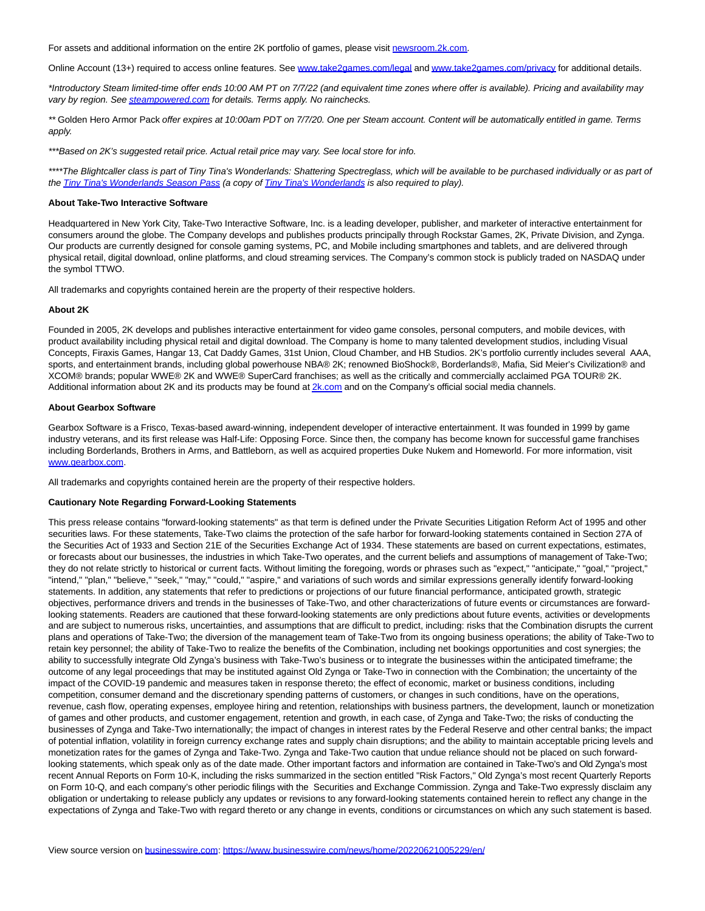For assets and additional information on the entire 2K portfolio of games, please visit [newsroom.2k.com](newsroom.2k.com).

Online Account (13+) required to access online features. See [www.take2games.com/legal](www.take2games.com/legal) and [www.take2games.com/privacy](www.take2games.com/privacy) for additional details.

*\*Introductory Steam limited-time offer ends 10:00 AM PT on 7/7/22 (and equivalent time zones where offer is available). Pricing and availability may vary by region. See [steampowered.com](steampowered.com) for details. Terms apply. No rainchecks.*

** Golden Hero Armor Pack *offer expires at 10:00am PDT on 7/7/20. One per Steam account. Content will be automatically entitled in game. Terms apply.*

*\*\*\*Based on 2K's suggested retail price. Actual retail price may vary. See local store for info.*

*\*\*\*\*The Blightcaller class is part of Tiny Tina's Wonderlands: Shattering Spectreglass, which will be available to be purchased individually or as part of the [Tiny Tina's Wonderlands Season Pass](#) (a copy of [Tiny Tina's Wonderlands](#) is also required to play).*

**About Take-Two Interactive Software**

Headquartered in New York City, Take-Two Interactive Software, Inc. is a leading developer, publisher, and marketer of interactive entertainment for consumers around the globe. The Company develops and publishes products principally through Rockstar Games, 2K, Private Division, and Zynga. Our products are currently designed for console gaming systems, PC, and Mobile including smartphones and tablets, and are delivered through physical retail, digital download, online platforms, and cloud streaming services. The Company's common stock is publicly traded on NASDAQ under the symbol TTWO.

All trademarks and copyrights contained herein are the property of their respective holders.

**About 2K**

Founded in 2005, 2K develops and publishes interactive entertainment for video game consoles, personal computers, and mobile devices, with product availability including physical retail and digital download. The Company is home to many talented development studios, including Visual Concepts, Firaxis Games, Hangar 13, Cat Daddy Games, 31st Union, Cloud Chamber, and HB Studios. 2K's portfolio currently includes several AAA, sports, and entertainment brands, including global powerhouse NBA® 2K; renowned BioShock®, Borderlands®, Mafia, Sid Meier's Civilization® and XCOM® brands; popular WWE® 2K and WWE® SuperCard franchises; as well as the critically and commercially acclaimed PGA TOUR® 2K. Additional information about 2K and its products may be found at [2k.com](2k.com) and on the Company's official social media channels.

**About Gearbox Software**

Gearbox Software is a Frisco, Texas-based award-winning, independent developer of interactive entertainment. It was founded in 1999 by game industry veterans, and its first release was Half-Life: Opposing Force. Since then, the company has become known for successful game franchises including Borderlands, Brothers in Arms, and Battleborn, as well as acquired properties Duke Nukem and Homeworld. For more information, visit [www.gearbox.com](www.gearbox.com).

All trademarks and copyrights contained herein are the property of their respective holders.

**Cautionary Note Regarding Forward-Looking Statements**

This press release contains "forward-looking statements" as that term is defined under the Private Securities Litigation Reform Act of 1995 and other securities laws. For these statements, Take-Two claims the protection of the safe harbor for forward-looking statements contained in Section 27A of the Securities Act of 1933 and Section 21E of the Securities Exchange Act of 1934. These statements are based on current expectations, estimates, or forecasts about our businesses, the industries in which Take-Two operates, and the current beliefs and assumptions of management of Take-Two; they do not relate strictly to historical or current facts. Without limiting the foregoing, words or phrases such as "expect," "anticipate," "goal," "project," "intend," "plan," "believe," "seek," "may," "could," "aspire," and variations of such words and similar expressions generally identify forward-looking statements. In addition, any statements that refer to predictions or projections of our future financial performance, anticipated growth, strategic objectives, performance drivers and trends in the businesses of Take-Two, and other characterizations of future events or circumstances are forward-looking statements. Readers are cautioned that these forward-looking statements are only predictions about future events, activities or developments and are subject to numerous risks, uncertainties, and assumptions that are difficult to predict, including: risks that the Combination disrupts the current plans and operations of Take-Two; the diversion of the management team of Take-Two from its ongoing business operations; the ability of Take-Two to retain key personnel; the ability of Take-Two to realize the benefits of the Combination, including net bookings opportunities and cost synergies; the ability to successfully integrate Old Zynga's business with Take-Two's business or to integrate the businesses within the anticipated timeframe; the outcome of any legal proceedings that may be instituted against Old Zynga or Take-Two in connection with the Combination; the uncertainty of the impact of the COVID-19 pandemic and measures taken in response thereto; the effect of economic, market or business conditions, including competition, consumer demand and the discretionary spending patterns of customers, or changes in such conditions, have on the operations, revenue, cash flow, operating expenses, employee hiring and retention, relationships with business partners, the development, launch or monetization of games and other products, and customer engagement, retention and growth, in each case, of Zynga and Take-Two; the risks of conducting the businesses of Zynga and Take-Two internationally; the impact of changes in interest rates by the Federal Reserve and other central banks; the impact of potential inflation, volatility in foreign currency exchange rates and supply chain disruptions; and the ability to maintain acceptable pricing levels and monetization rates for the games of Zynga and Take-Two. Zynga and Take-Two caution that undue reliance should not be placed on such forward-looking statements, which speak only as of the date made. Other important factors and information are contained in Take-Two's and Old Zynga's most recent Annual Reports on Form 10-K, including the risks summarized in the section entitled "Risk Factors," Old Zynga's most recent Quarterly Reports on Form 10-Q, and each company's other periodic filings with the Securities and Exchange Commission. Zynga and Take-Two expressly disclaim any obligation or undertaking to release publicly any updates or revisions to any forward-looking statements contained herein to reflect any change in the expectations of Zynga and Take-Two with regard thereto or any change in events, conditions or circumstances on which any such statement is based.

View source version on [businesswire.com](businesswire.com): [https://www.businesswire.com/news/home/20220621005229/en/](https://www.businesswire.com/news/home/20220621005229/en/)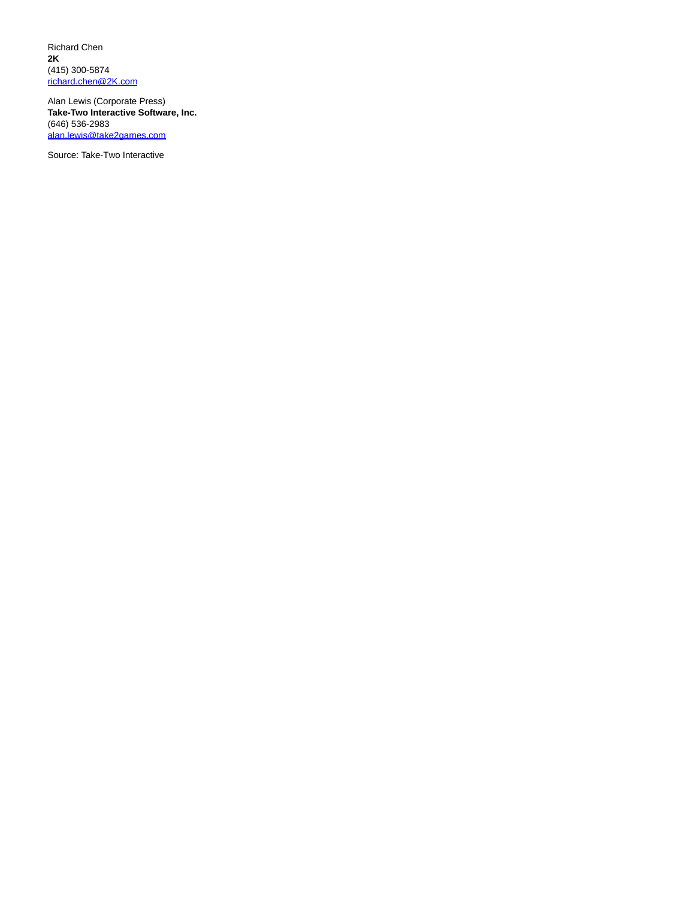Richard Chen
**2K**
(415) 300-5874
richard.chen@2K.com

Alan Lewis (Corporate Press)
**Take-Two Interactive Software, Inc.**
(646) 536-2983
alan.lewis@take2games.com

Source: Take-Two Interactive